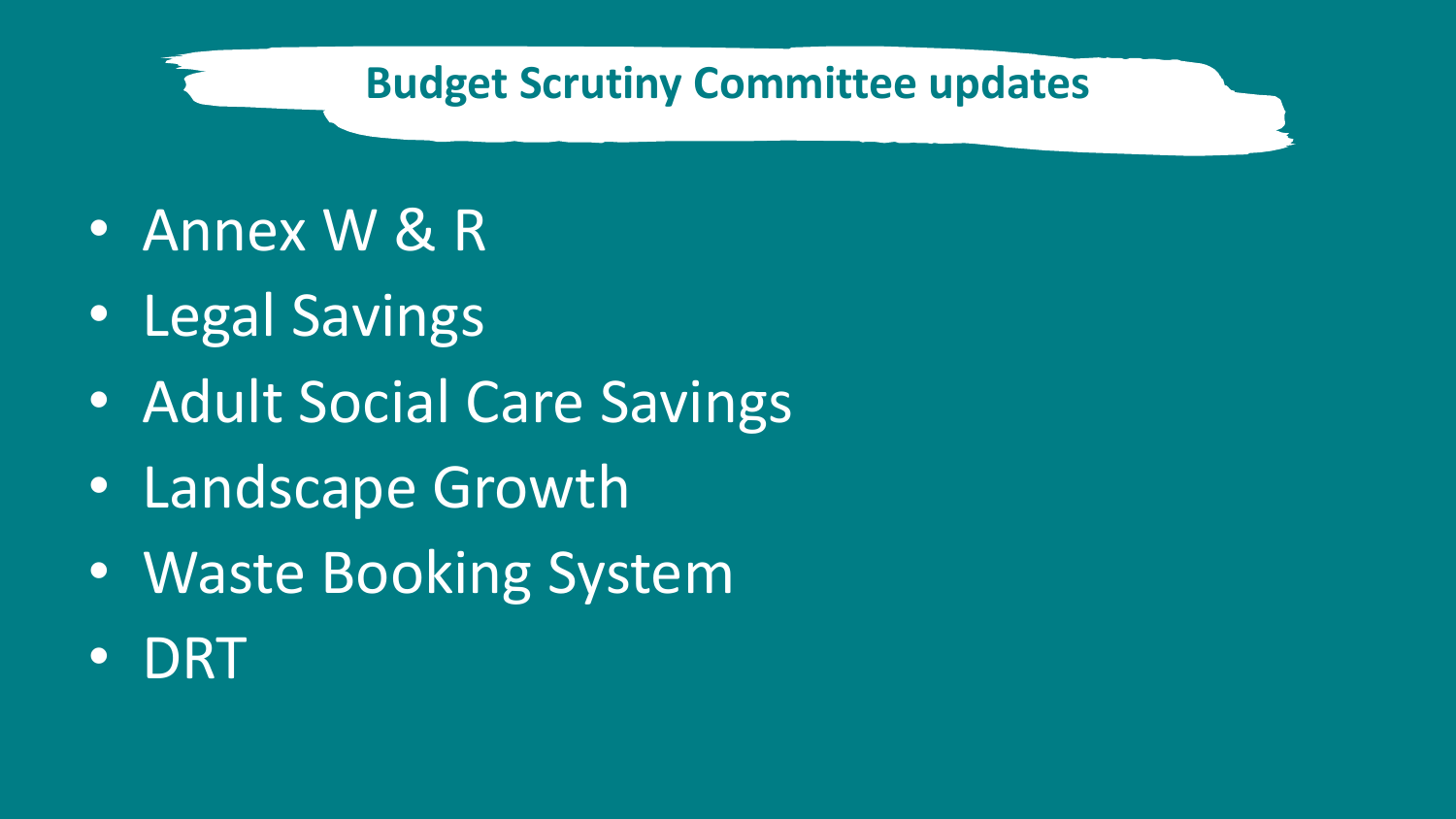# Budget Scrutiny Committee updates

- Annex W & R
- Legal Savings
- Adult Social Care Savings
- Landscape Growth
- Waste Booking System
- DRT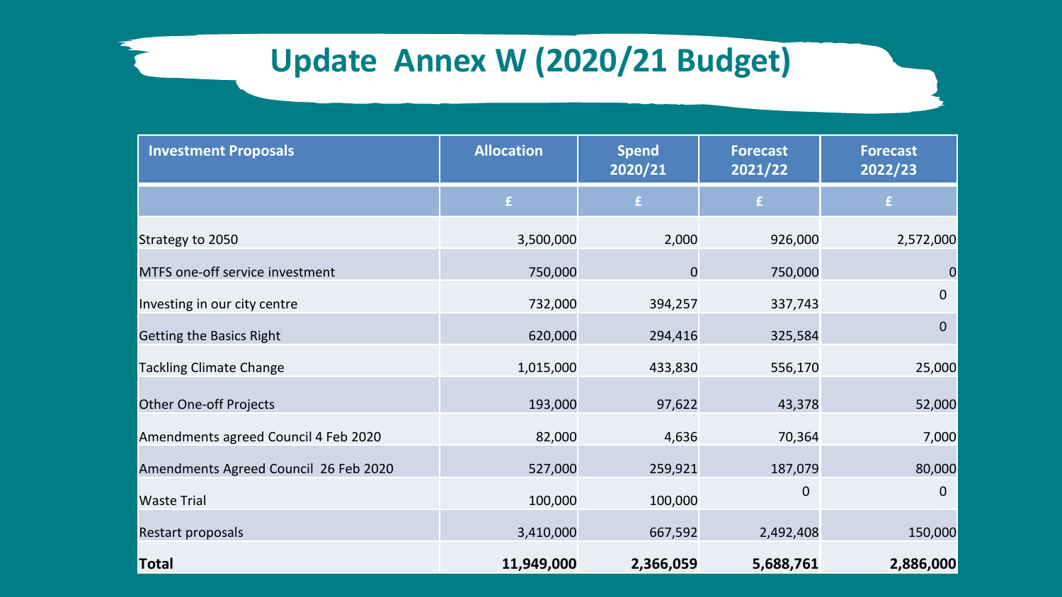# Update Annex W (2020/21 Budget)

| Investment Proposals | Allocation | Spend 2020/21 | Forecast 2021/22 | Forecast 2022/23 |
|---|---|---|---|---|
| | £ | £ | £ | £ |
| Strategy to 2050 | 3,500,000 | 2,000 | 926,000 | 2,572,000 |
| MTFS one-off service investment | 750,000 | 0 | 750,000 | 0 |
| Investing in our city centre | 732,000 | 394,257 | 337,743 | 0 |
| Getting the Basics Right | 620,000 | 294,416 | 325,584 | 0 |
| Tackling Climate Change | 1,015,000 | 433,830 | 556,170 | 25,000 |
| Other One-off Projects | 193,000 | 97,622 | 43,378 | 52,000 |
| Amendments agreed Council 4 Feb 2020 | 82,000 | 4,636 | 70,364 | 7,000 |
| Amendments Agreed Council 26 Feb 2020 | 527,000 | 259,921 | 187,079 | 80,000 |
| Waste Trial | 100,000 | 100,000 | 0 | 0 |
| Restart proposals | 3,410,000 | 667,592 | 2,492,408 | 150,000 |
| **Total** | **11,949,000** | **2,366,059** | **5,688,761** | **2,886,000** |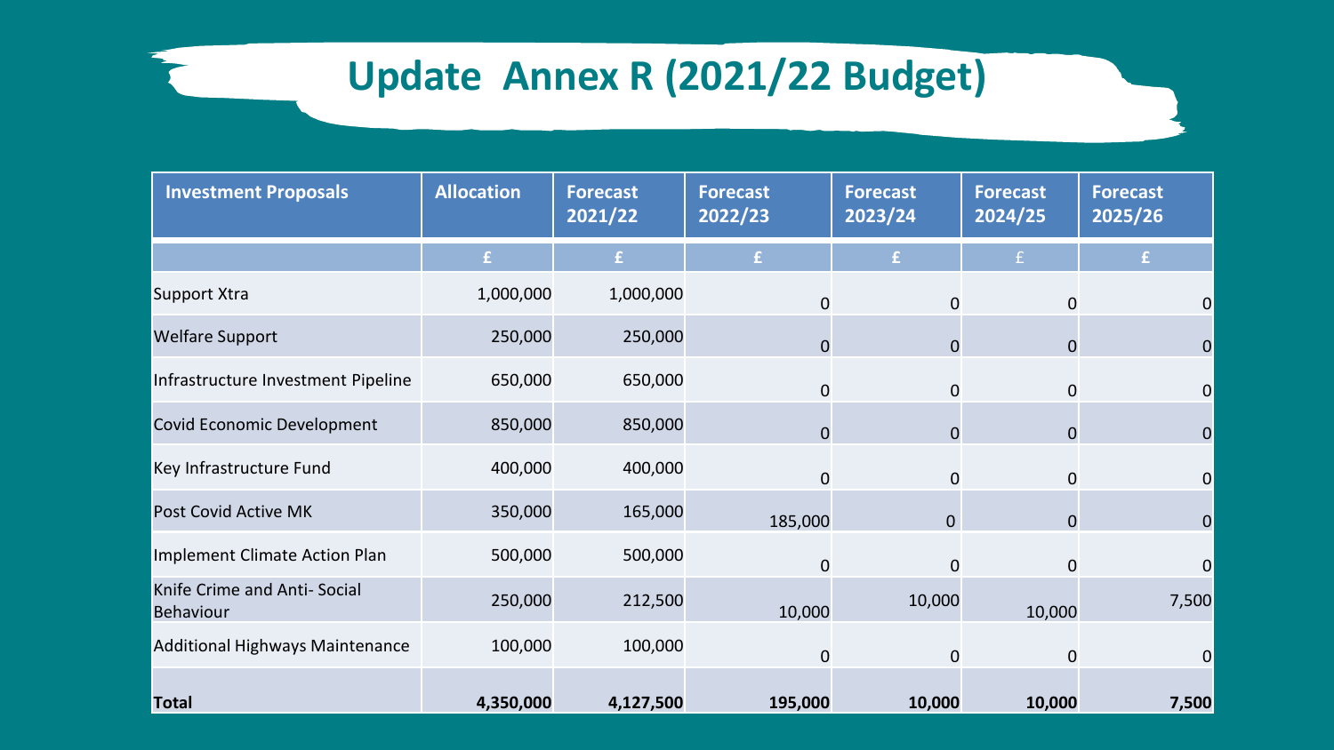# Update Annex R (2021/22 Budget)

| Investment Proposals | Allocation | Forecast 2021/22 | Forecast 2022/23 | Forecast 2023/24 | Forecast 2024/25 | Forecast 2025/26 |
|---|---|---|---|---|---|---|
| | £ | £ | £ | £ | £ | £ |
| Support Xtra | 1,000,000 | 1,000,000 | 0 | 0 | 0 | 0 |
| Welfare Support | 250,000 | 250,000 | 0 | 0 | 0 | 0 |
| Infrastructure Investment Pipeline | 650,000 | 650,000 | 0 | 0 | 0 | 0 |
| Covid Economic Development | 850,000 | 850,000 | 0 | 0 | 0 | 0 |
| Key Infrastructure Fund | 400,000 | 400,000 | 0 | 0 | 0 | 0 |
| Post Covid Active MK | 350,000 | 165,000 | 185,000 | 0 | 0 | 0 |
| Implement Climate Action Plan | 500,000 | 500,000 | 0 | 0 | 0 | 0 |
| Knife Crime and Anti- Social Behaviour | 250,000 | 212,500 | 10,000 | 10,000 | 10,000 | 7,500 |
| Additional Highways Maintenance | 100,000 | 100,000 | 0 | 0 | 0 | 0 |
| **Total** | **4,350,000** | **4,127,500** | **195,000** | **10,000** | **10,000** | **7,500** |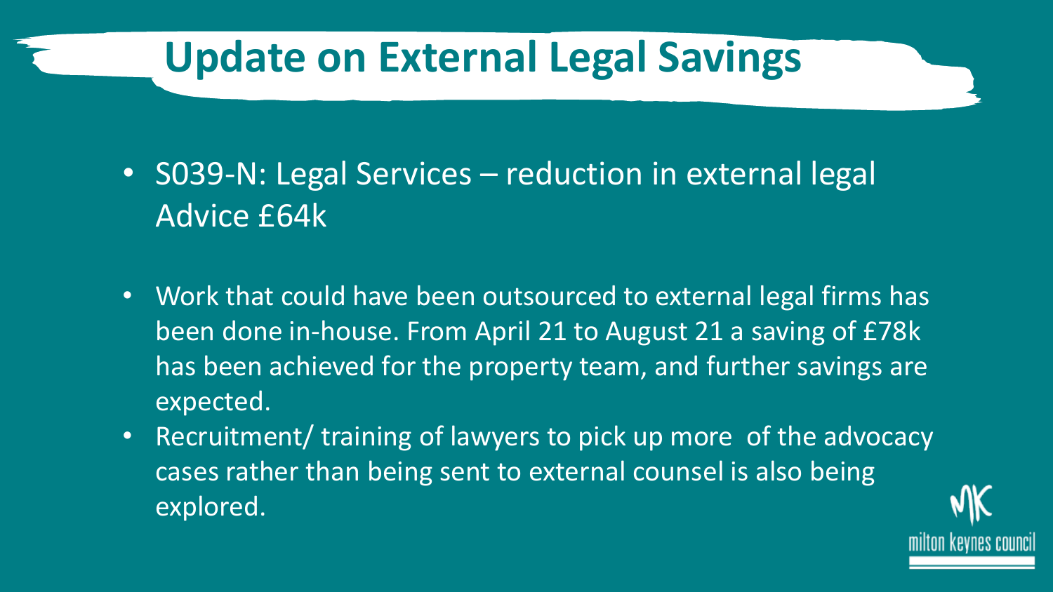# Update on External Legal Savings

- S039-N: Legal Services – reduction in external legal Advice £64k

- Work that could have been outsourced to external legal firms has been done in-house. From April 21 to August 21 a saving of £78k has been achieved for the property team, and further savings are expected.
- Recruitment/ training of lawyers to pick up more of the advocacy cases rather than being sent to external counsel is also being explored.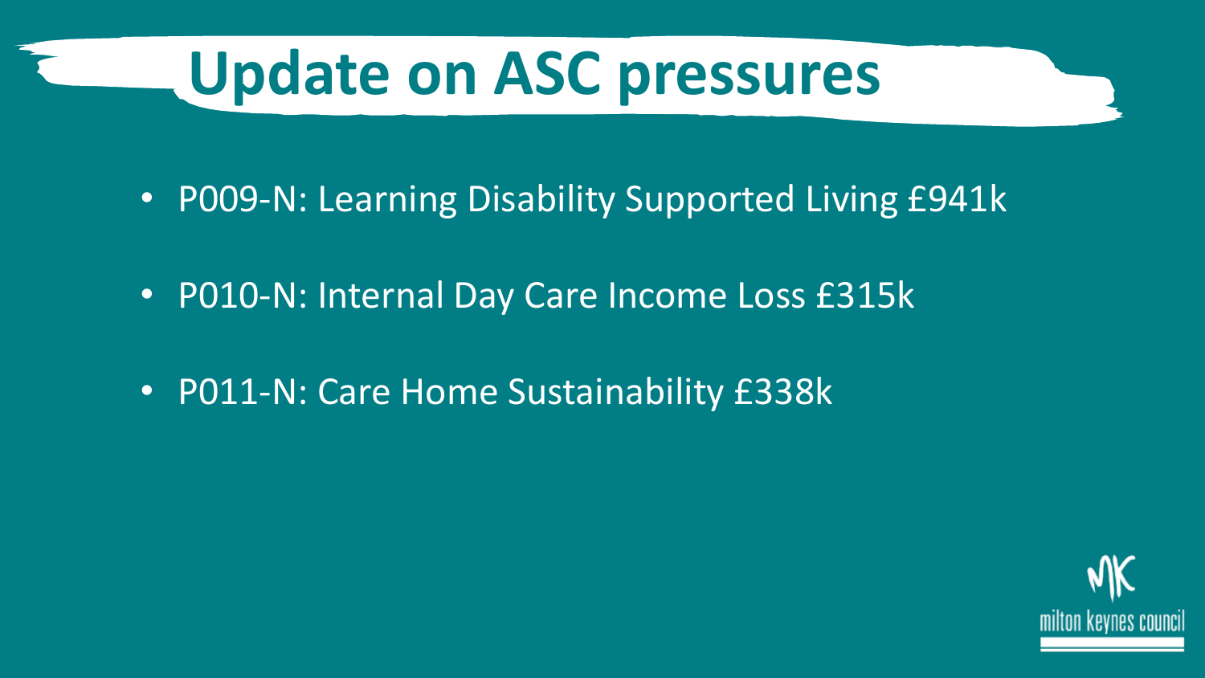# Update on ASC pressures

- P009-N: Learning Disability Supported Living £941k
- P010-N: Internal Day Care Income Loss £315k
- P011-N: Care Home Sustainability £338k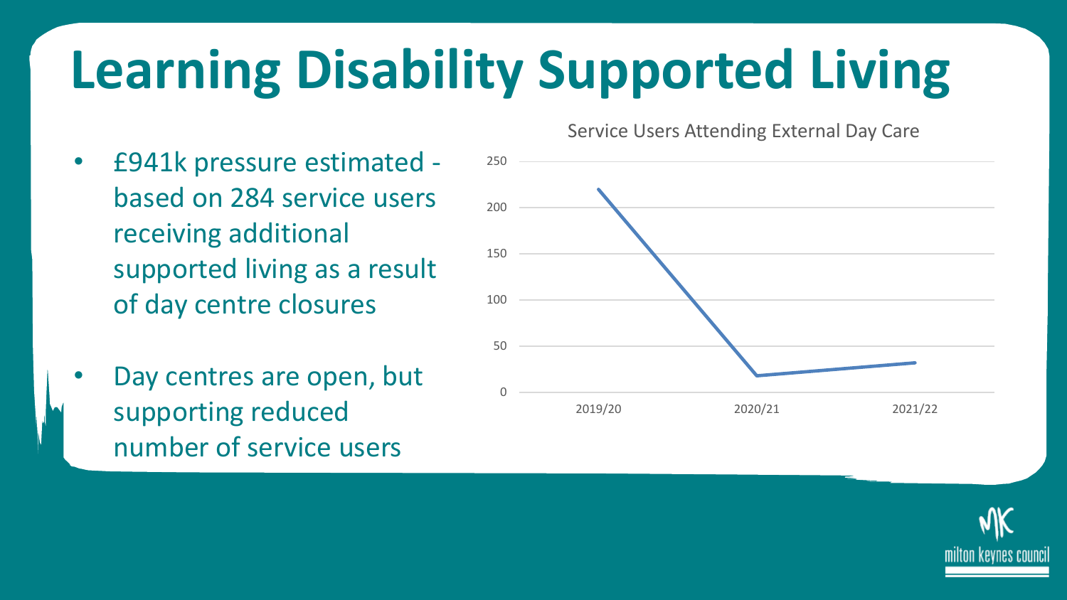# Learning Disability Supported Living

- £941k pressure estimated - based on 284 service users receiving additional supported living as a result of day centre closures
- Day centres are open, but supporting reduced number of service users

Service Users Attending External Day Care

250
200
150
100
50
0

2019/20 2020/21 2021/22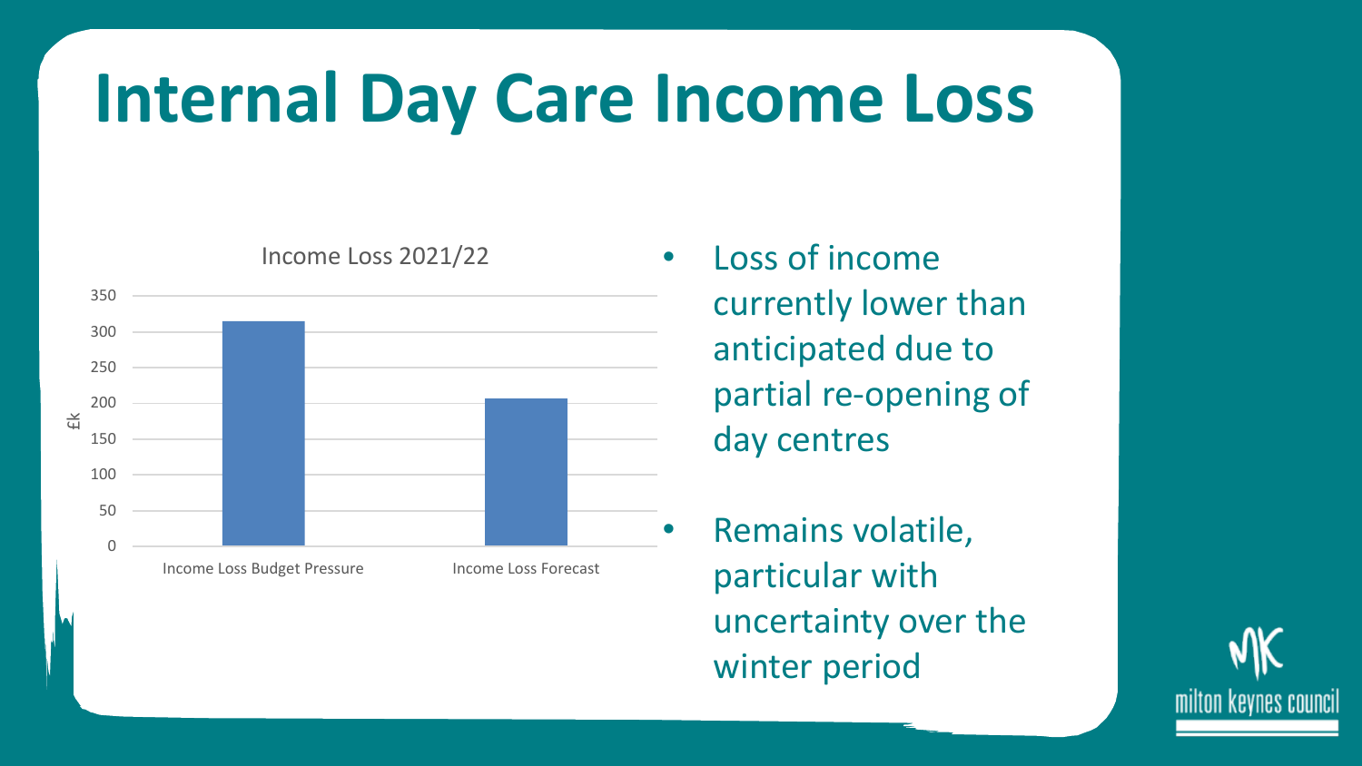# Internal Day Care Income Loss

Income Loss 2021/22

| | £k |
|---|---|
| Income Loss Budget Pressure | 315 |
| Income Loss Forecast | 207 |

- Loss of income currently lower than anticipated due to partial re-opening of day centres
- Remains volatile, particular with uncertainty over the winter period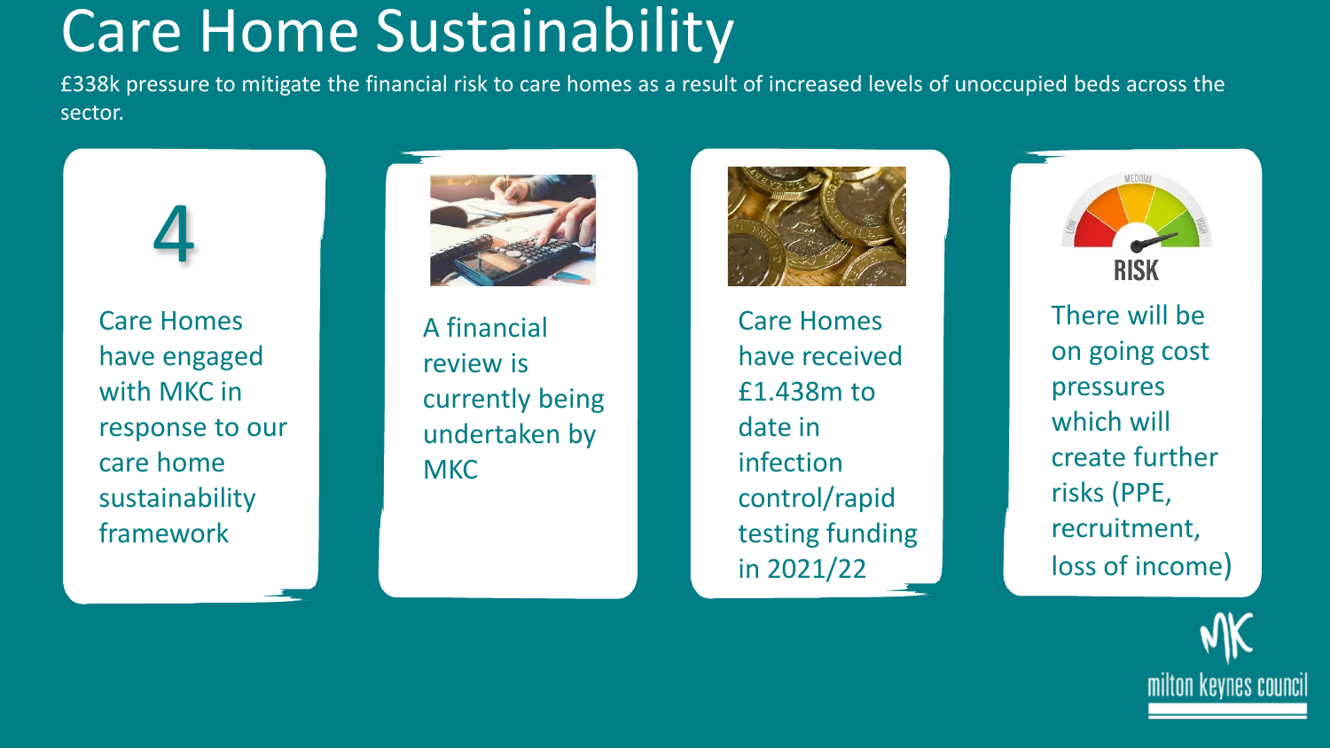# Care Home Sustainability

£338k pressure to mitigate the financial risk to care homes as a result of increased levels of unoccupied beds across the sector.

**4**

Care Homes have engaged with MKC in response to our care home sustainability framework

A financial review is currently being undertaken by MKC

Care Homes have received £1.438m to date in infection control/rapid testing funding in 2021/22

RISK

There will be on going cost pressures which will create further risks (PPE, recruitment, loss of income)

milton keynes council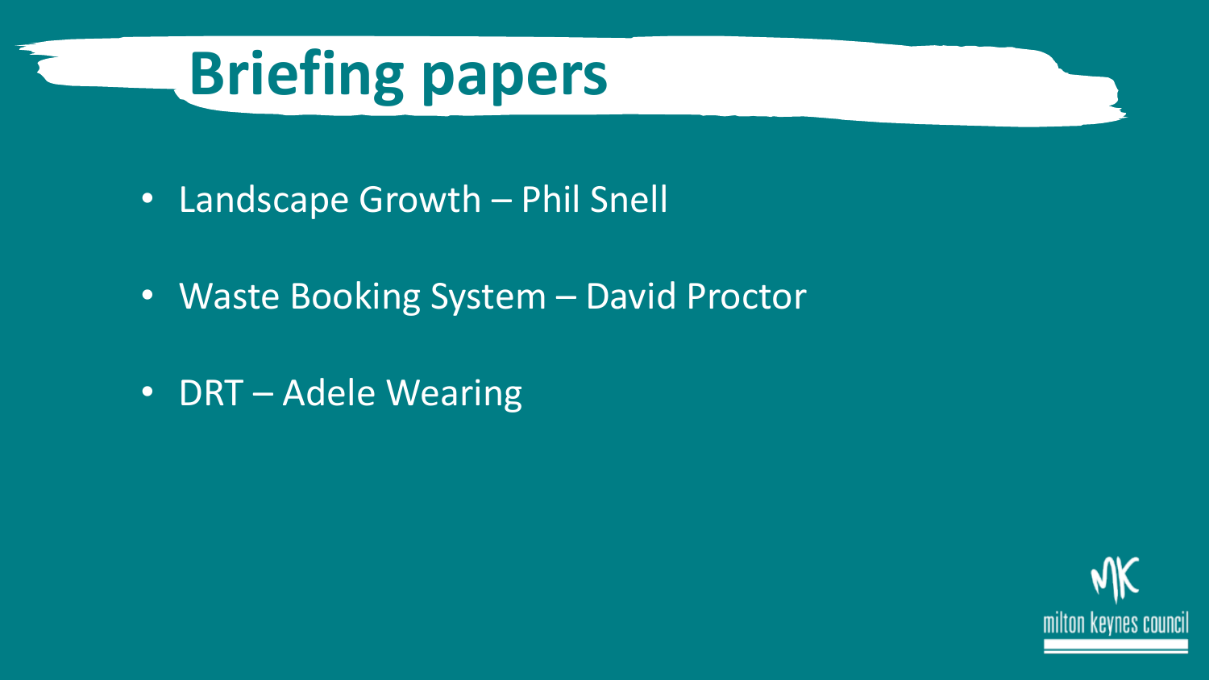# Briefing papers

- Landscape Growth – Phil Snell
- Waste Booking System – David Proctor
- DRT – Adele Wearing

milton keynes council